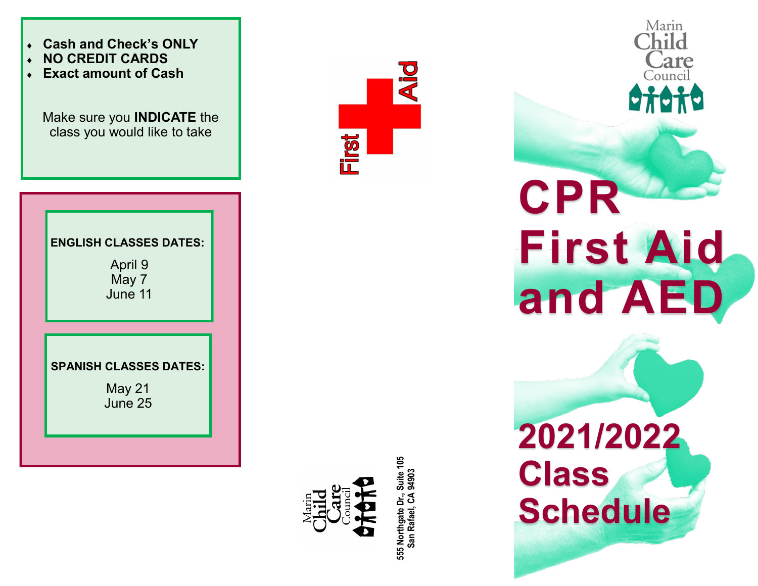- Cash and Check's ONLY
- NO CREDIT CARDS
- Exact amount of Cash

Make sure you **INDICATE** the class you would like to take

**ENGLISH CLASSES DATES:**

April 9
May 7
June 11

**SPANISH CLASSES DATES:**

May 21
June 25

First Aid

Marin Child Care Council

555 Northgate Dr., Suite 105
San Rafael, CA 94903

Marin Child Care Council

# CPR First Aid and AED

# 2021/2022 Class Schedule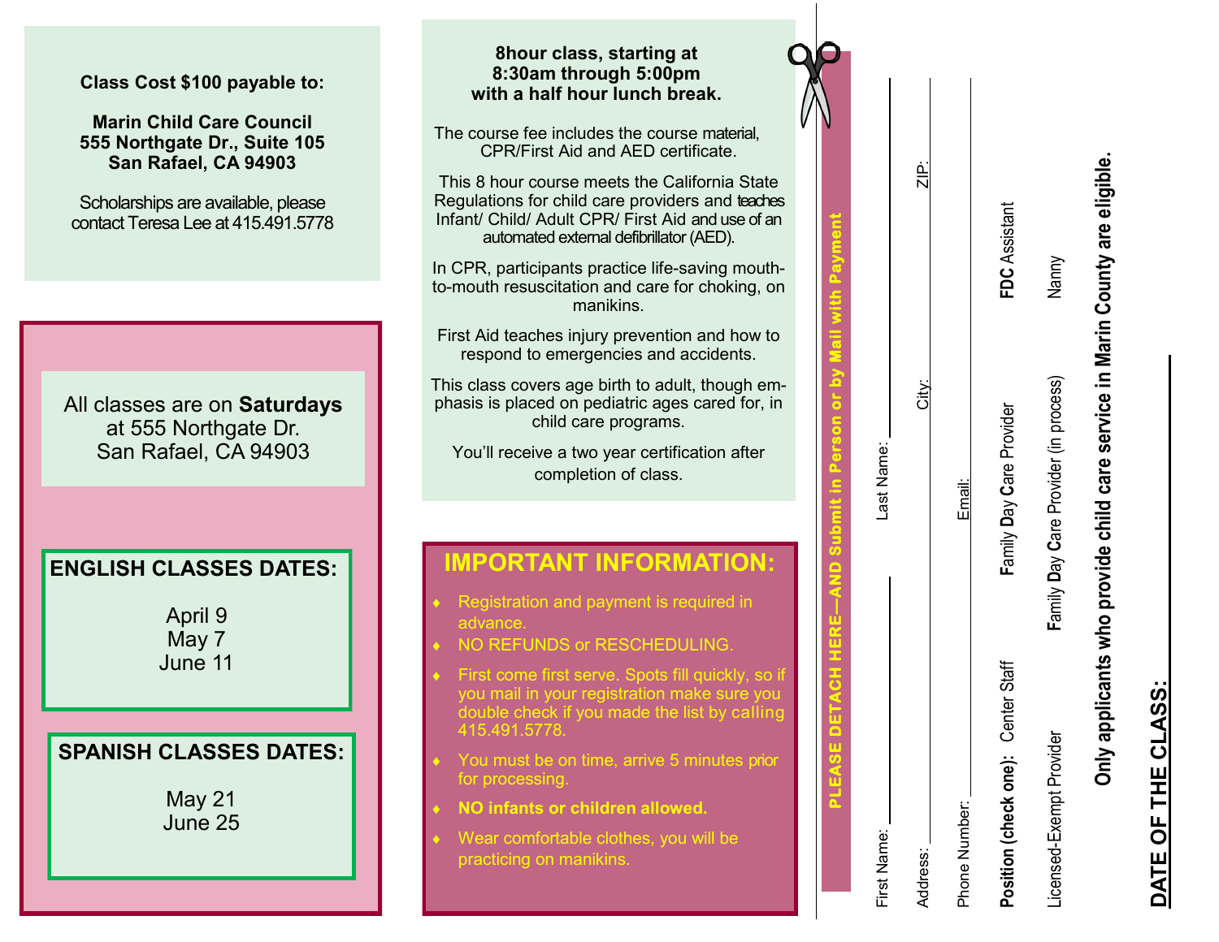**Class Cost $100 payable to:**

**Marin Child Care Council**
**555 Northgate Dr., Suite 105**
**San Rafael, CA 94903**

Scholarships are available, please contact Teresa Lee at 415.491.5778

All classes are on **Saturdays** at 555 Northgate Dr. San Rafael, CA 94903

**ENGLISH CLASSES DATES:**

April 9
May 7
June 11

**SPANISH CLASSES DATES:**

May 21
June 25

**8hour class, starting at 8:30am through 5:00pm with a half hour lunch break.**

The course fee includes the course material, CPR/First Aid and AED certificate.

This 8 hour course meets the California State Regulations for child care providers and teaches Infant/ Child/ Adult CPR/ First Aid and use of an automated external defibrillator (AED).

In CPR, participants practice life-saving mouth-to-mouth resuscitation and care for choking, on manikins.

First Aid teaches injury prevention and how to respond to emergencies and accidents.

This class covers age birth to adult, though emphasis is placed on pediatric ages cared for, in child care programs.

You'll receive a two year certification after completion of class.

## IMPORTANT INFORMATION:

- Registration and payment is required in advance.
- NO REFUNDS or RESCHEDULING.
- First come first serve. Spots fill quickly, so if you mail in your registration make sure you double check if you made the list by calling 415.491.5778.
- You must be on time, arrive 5 minutes prior for processing.
- **NO infants or children allowed.**
- Wear comfortable clothes, you will be practicing on manikins.

**PLEASE DETACH HERE—AND Submit in Person or by Mail with Payment**

First Name: ____________ Last Name: ____________

Address: ____________ City: ____________ ZIP: ____________

Phone Number: ____________ Email: ____________

**Position (check one):** Center Staff &nbsp;&nbsp; Family Day Care Provider &nbsp;&nbsp; **FDC** Assistant

Licensed-Exempt Provider &nbsp;&nbsp; Family Day Care Provider (in process) &nbsp;&nbsp; Nanny

**Only applicants who provide child care service in Marin County are eligible.**

**DATE OF THE CLASS:** ____________